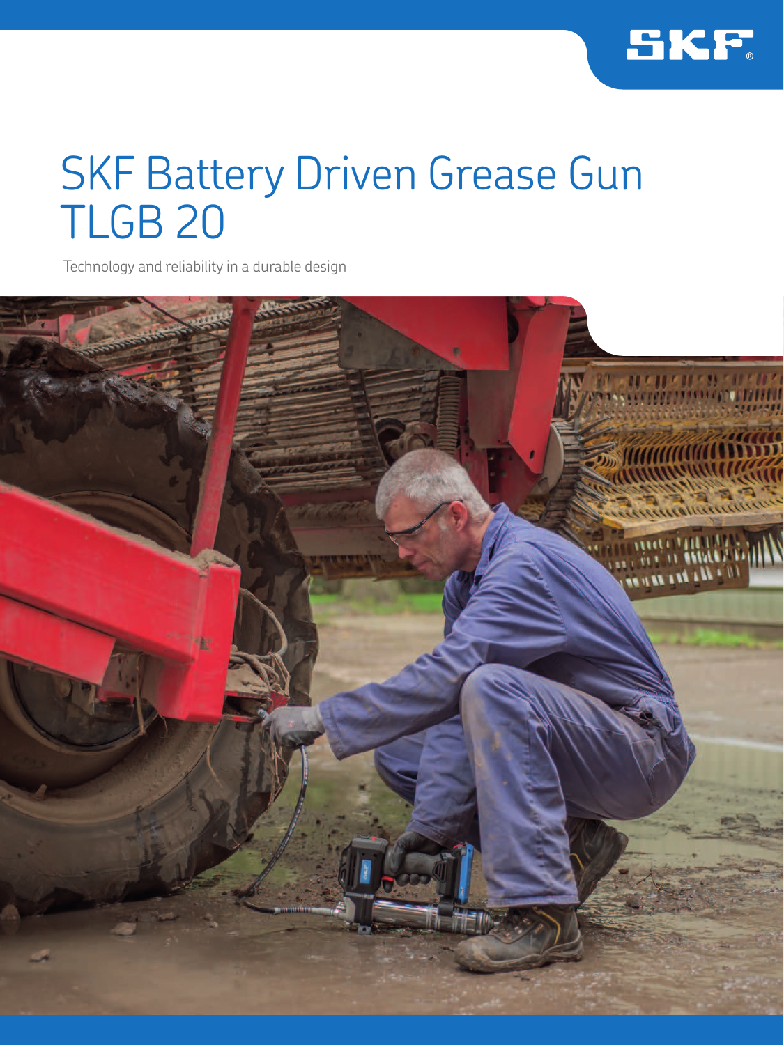# SKF Battery Driven Grease Gun TLGB 20

Technology and reliability in a durable design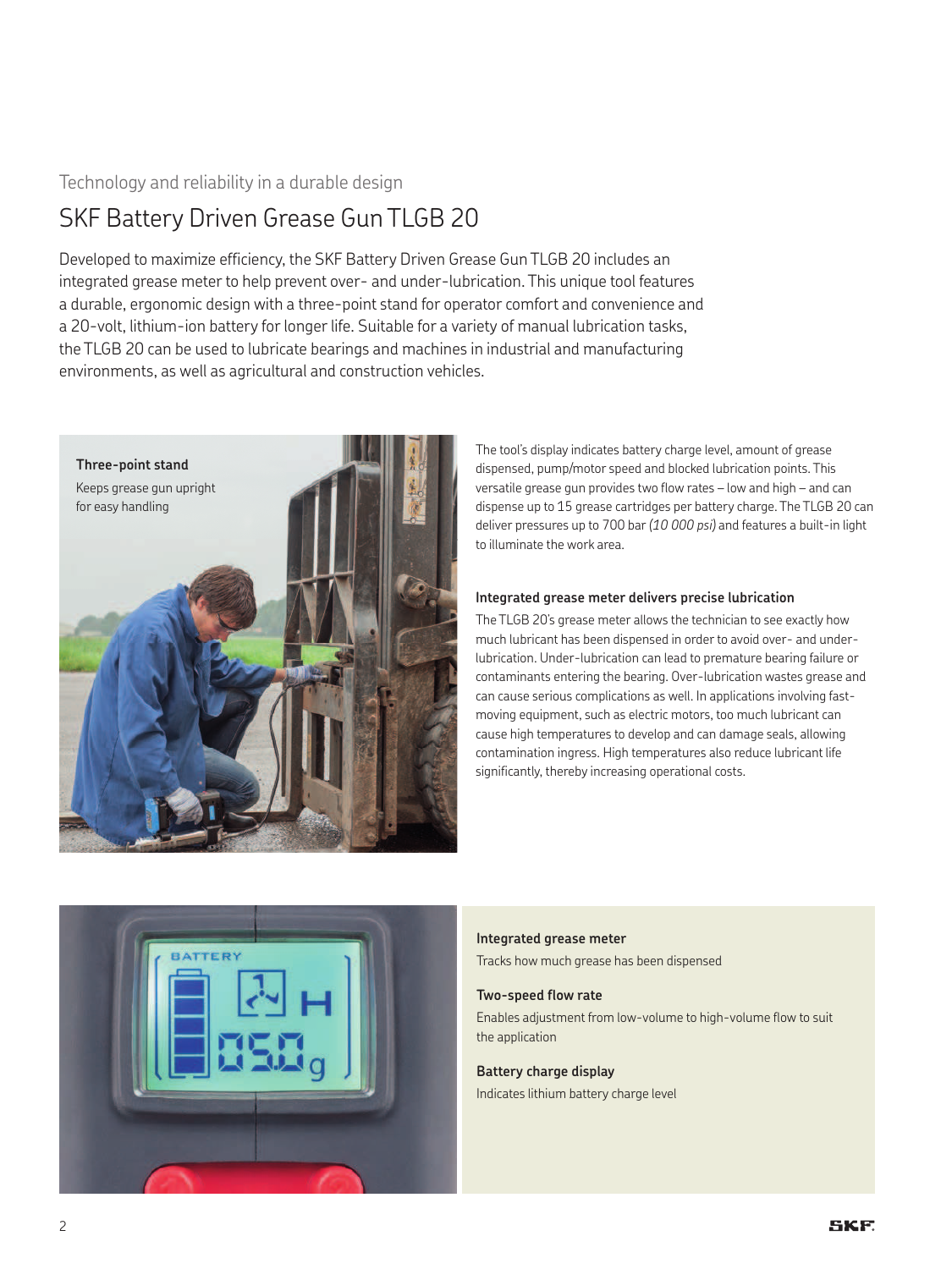Technology and reliability in a durable design

# SKF Battery Driven Grease Gun TLGB 20

Developed to maximize efficiency, the SKF Battery Driven Grease Gun TLGB 20 includes an integrated grease meter to help prevent over- and under-lubrication. This unique tool features a durable, ergonomic design with a three-point stand for operator comfort and convenience and a 20-volt, lithium-ion battery for longer life. Suitable for a variety of manual lubrication tasks, the TLGB 20 can be used to lubricate bearings and machines in industrial and manufacturing environments, as well as agricultural and construction vehicles.

**Three-point stand**

Keeps grease gun upright for easy handling

The tool's display indicates battery charge level, amount of grease dispensed, pump/motor speed and blocked lubrication points. This versatile grease gun provides two flow rates – low and high – and can dispense up to 15 grease cartridges per battery charge. The TLGB 20 can deliver pressures up to 700 bar *(10 000 psi)* and features a built-in light to illuminate the work area.

### Integrated grease meter delivers precise lubrication

The TLGB 20's grease meter allows the technician to see exactly how much lubricant has been dispensed in order to avoid over- and under-lubrication. Under-lubrication can lead to premature bearing failure or contaminants entering the bearing. Over-lubrication wastes grease and can cause serious complications as well. In applications involving fast-moving equipment, such as electric motors, too much lubricant can cause high temperatures to develop and can damage seals, allowing contamination ingress. High temperatures also reduce lubricant life significantly, thereby increasing operational costs.

**Integrated grease meter**

Tracks how much grease has been dispensed

**Two-speed flow rate**

Enables adjustment from low-volume to high-volume flow to suit the application

**Battery charge display**

Indicates lithium battery charge level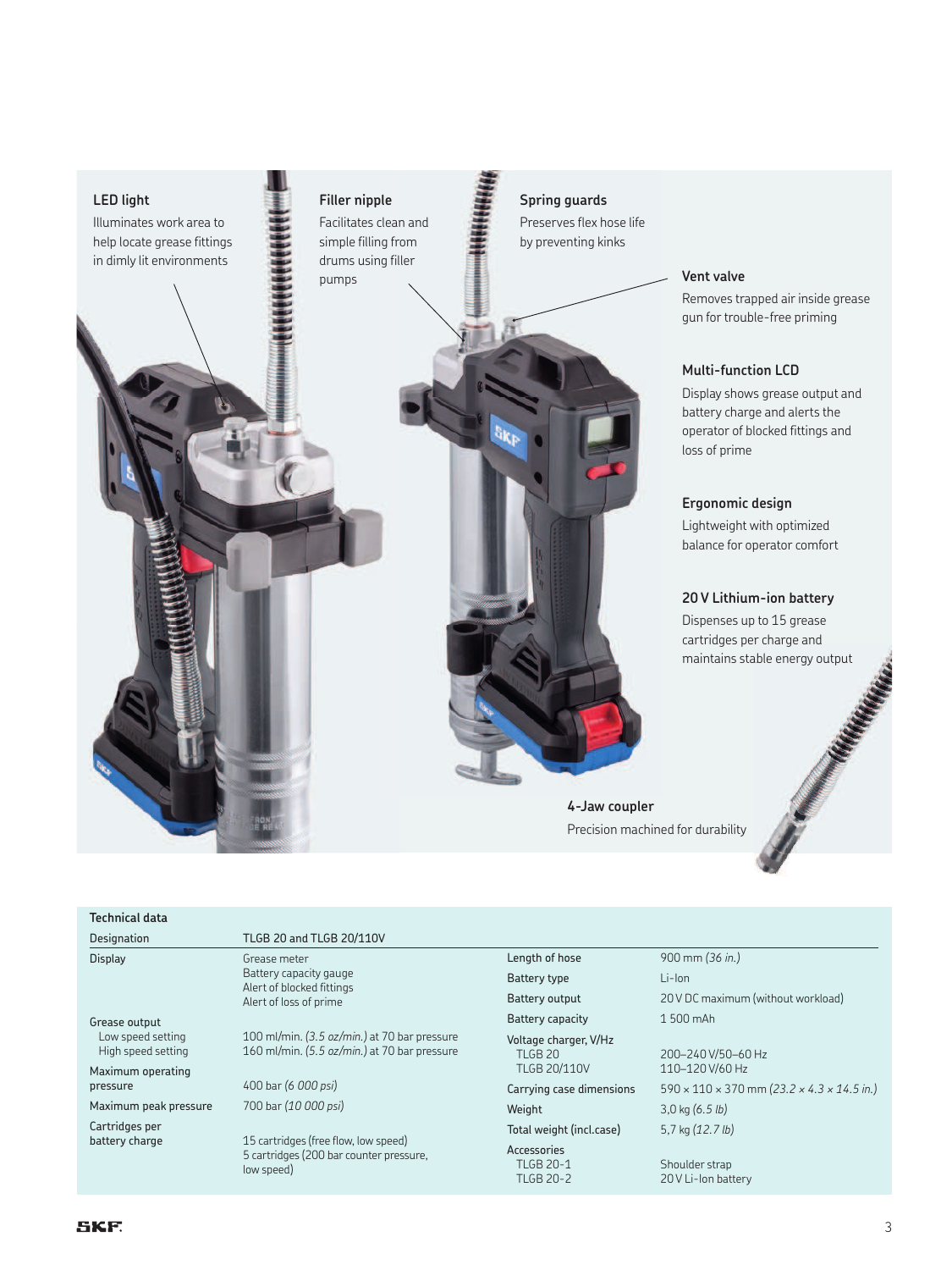**LED light**
Illuminates work area to help locate grease fittings in dimly lit environments

**Filler nipple**
Facilitates clean and simple filling from drums using filler pumps

**Spring guards**
Preserves flex hose life by preventing kinks

**Vent valve**
Removes trapped air inside grease gun for trouble-free priming

**Multi-function LCD**
Display shows grease output and battery charge and alerts the operator of blocked fittings and loss of prime

**Ergonomic design**
Lightweight with optimized balance for operator comfort

**20 V Lithium-ion battery**
Dispenses up to 15 grease cartridges per charge and maintains stable energy output

**4-Jaw coupler**
Precision machined for durability

## Technical data

| Designation | TLGB 20 and TLGB 20/110V |
|---|---|
| Display | Grease meter<br>Battery capacity gauge<br>Alert of blocked fittings<br>Alert of loss of prime |
| Grease output<br>Low speed setting<br>High speed setting | <br>100 ml/min. *(3.5 oz/min.)* at 70 bar pressure<br>160 ml/min. *(5.5 oz/min.)* at 70 bar pressure |
| Maximum operating pressure | 400 bar *(6 000 psi)* |
| Maximum peak pressure | 700 bar *(10 000 psi)* |
| Cartridges per battery charge | 15 cartridges (free flow, low speed)<br>5 cartridges (200 bar counter pressure, low speed) |
| Length of hose | 900 mm *(36 in.)* |
| Battery type | Li-Ion |
| Battery output | 20 V DC maximum (without workload) |
| Battery capacity | 1 500 mAh |
| Voltage charger, V/Hz<br>TLGB 20<br>TLGB 20/110V | <br>200–240 V/50–60 Hz<br>110–120 V/60 Hz |
| Carrying case dimensions | 590 × 110 × 370 mm *(23.2 × 4.3 × 14.5 in.)* |
| Weight | 3,0 kg *(6.5 lb)* |
| Total weight (incl.case) | 5,7 kg *(12.7 lb)* |
| Accessories<br>TLGB 20-1<br>TLGB 20-2 | <br>Shoulder strap<br>20 V Li-Ion battery |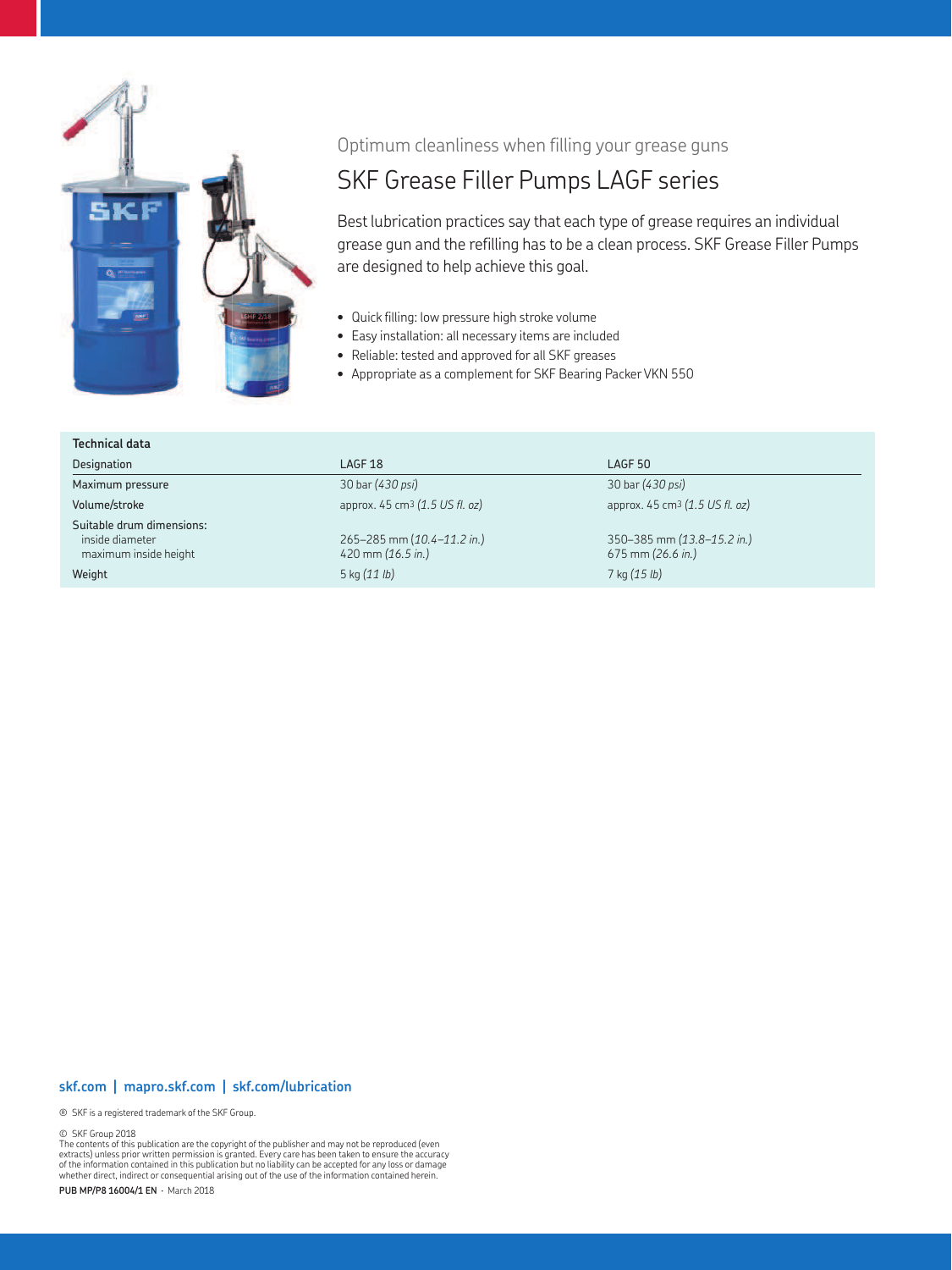Optimum cleanliness when filling your grease guns

# SKF Grease Filler Pumps LAGF series

Best lubrication practices say that each type of grease requires an individual grease gun and the refilling has to be a clean process. SKF Grease Filler Pumps are designed to help achieve this goal.

- Quick filling: low pressure high stroke volume
- Easy installation: all necessary items are included
- Reliable: tested and approved for all SKF greases
- Appropriate as a complement for SKF Bearing Packer VKN 550

**Technical data**

| Designation | LAGF 18 | LAGF 50 |
|---|---|---|
| Maximum pressure | 30 bar *(430 psi)* | 30 bar *(430 psi)* |
| Volume/stroke | approx. 45 $cm^3$ *(1.5 US fl. oz)* | approx. 45 $cm^3$ *(1.5 US fl. oz)* |
| Suitable drum dimensions: | | |
| inside diameter | 265–285 mm *(10.4–11.2 in.)* | 350–385 mm *(13.8–15.2 in.)* |
| maximum inside height | 420 mm *(16.5 in.)* | 675 mm *(26.6 in.)* |
| Weight | 5 kg *(11 lb)* | 7 kg *(15 lb)* |

**skf.com | mapro.skf.com | skf.com/lubrication**

® SKF is a registered trademark of the SKF Group.

© SKF Group 2018
The contents of this publication are the copyright of the publisher and may not be reproduced (even extracts) unless prior written permission is granted. Every care has been taken to ensure the accuracy of the information contained in this publication but no liability can be accepted for any loss or damage whether direct, indirect or consequential arising out of the use of the information contained herein.

**PUB MP/P8 16004/1 EN** · March 2018